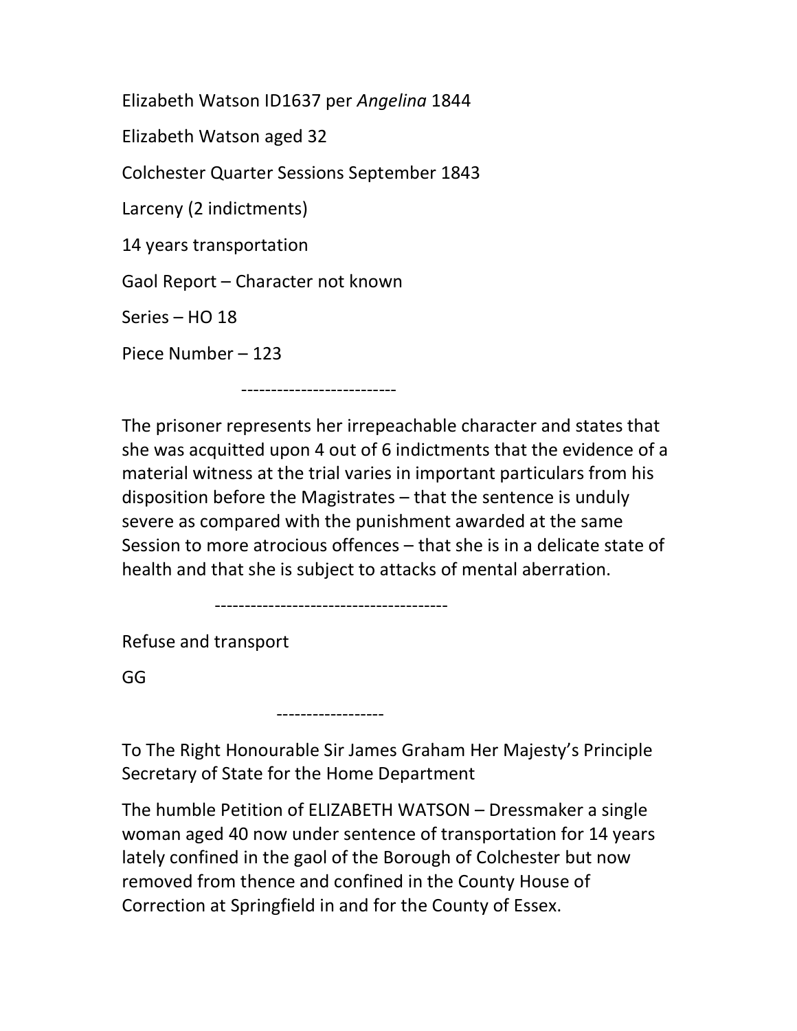Elizabeth Watson ID1637 per *Angelina* 1844

Elizabeth Watson aged 32

Colchester Quarter Sessions September 1843

Larceny (2 indictments)

14 years transportation

Gaol Report – Character not known

Series – HO 18

Piece Number – 123

--------------------------

The prisoner represents her irrepeachable character and states that she was acquitted upon 4 out of 6 indictments that the evidence of a material witness at the trial varies in important particulars from his disposition before the Magistrates – that the sentence is unduly severe as compared with the punishment awarded at the same Session to more atrocious offences – that she is in a delicate state of health and that she is subject to attacks of mental aberration.

--------------------------------------

Refuse and transport

GG

------------------

To The Right Honourable Sir James Graham Her Majesty's Principle Secretary of State for the Home Department

The humble Petition of ELIZABETH WATSON – Dressmaker a single woman aged 40 now under sentence of transportation for 14 years lately confined in the gaol of the Borough of Colchester but now removed from thence and confined in the County House of Correction at Springfield in and for the County of Essex.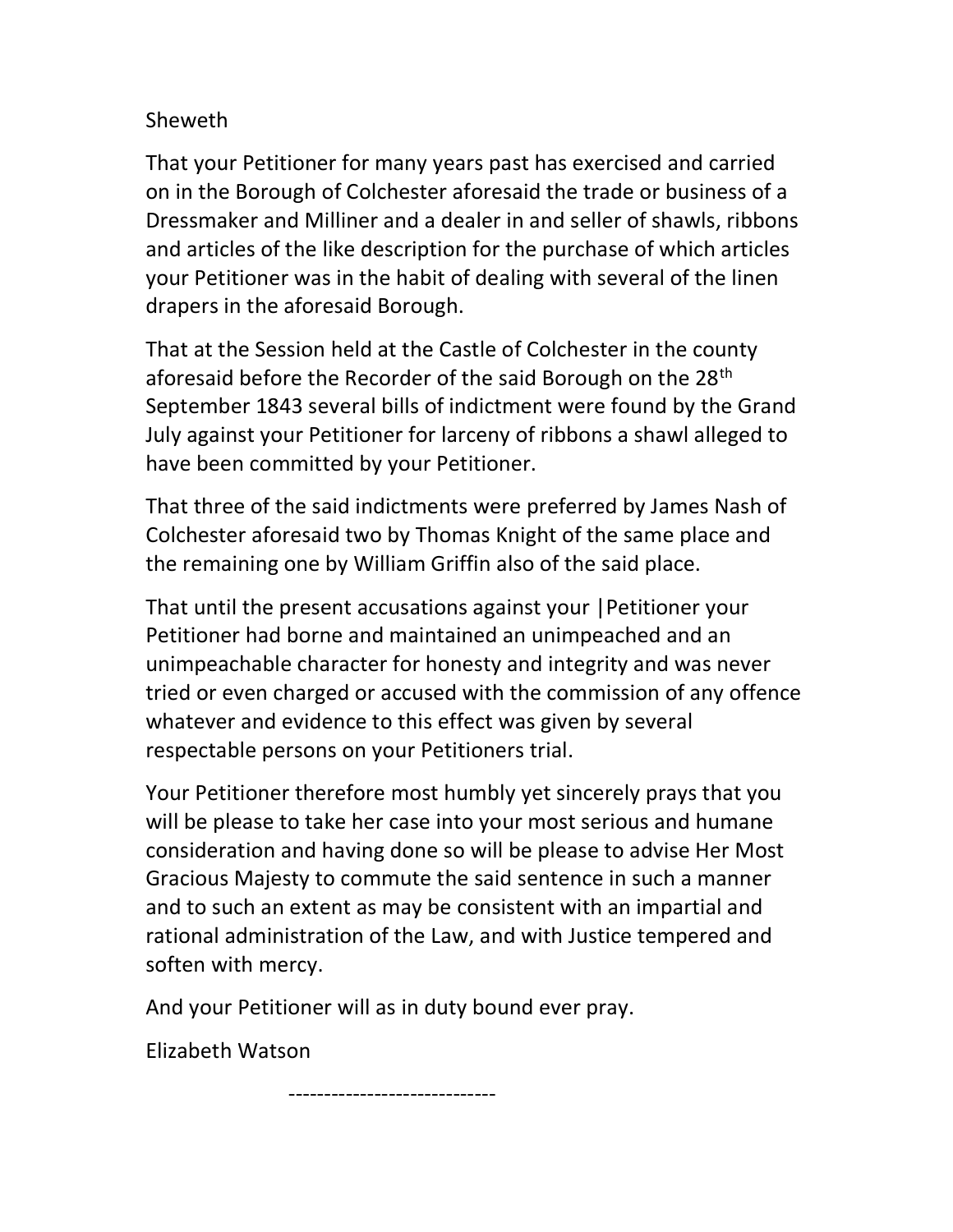Sheweth

That your Petitioner for many years past has exercised and carried on in the Borough of Colchester aforesaid the trade or business of a Dressmaker and Milliner and a dealer in and seller of shawls, ribbons and articles of the like description for the purchase of which articles your Petitioner was in the habit of dealing with several of the linen drapers in the aforesaid Borough.

That at the Session held at the Castle of Colchester in the county aforesaid before the Recorder of the said Borough on the 28th September 1843 several bills of indictment were found by the Grand July against your Petitioner for larceny of ribbons a shawl alleged to have been committed by your Petitioner.

That three of the said indictments were preferred by James Nash of Colchester aforesaid two by Thomas Knight of the same place and the remaining one by William Griffin also of the said place.

That until the present accusations against your |Petitioner your Petitioner had borne and maintained an unimpeached and an unimpeachable character for honesty and integrity and was never tried or even charged or accused with the commission of any offence whatever and evidence to this effect was given by several respectable persons on your Petitioners trial.

Your Petitioner therefore most humbly yet sincerely prays that you will be please to take her case into your most serious and humane consideration and having done so will be please to advise Her Most Gracious Majesty to commute the said sentence in such a manner and to such an extent as may be consistent with an impartial and rational administration of the Law, and with Justice tempered and soften with mercy.

And your Petitioner will as in duty bound ever pray.

Elizabeth Watson

-----------------------------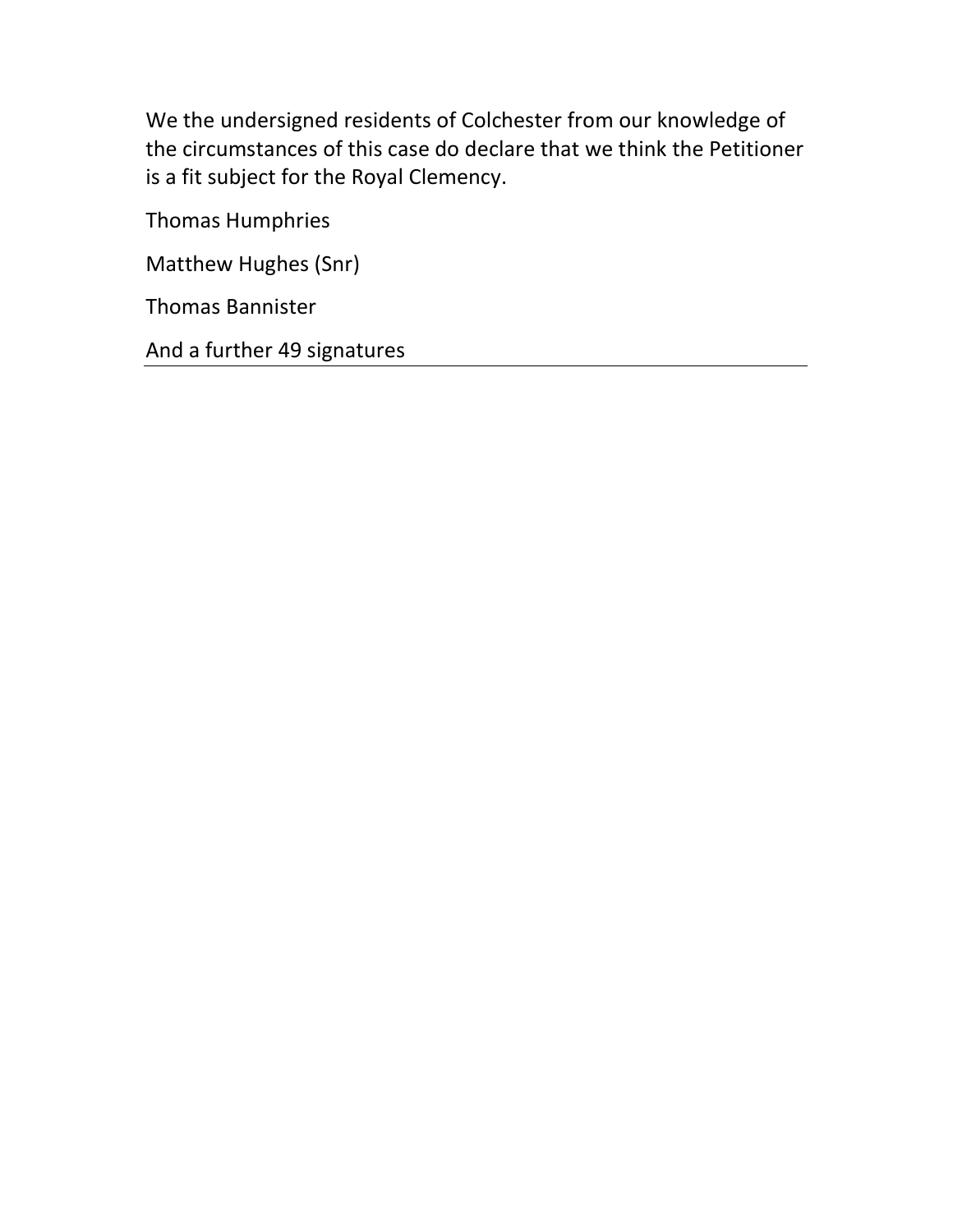We the undersigned residents of Colchester from our knowledge of the circumstances of this case do declare that we think the Petitioner is a fit subject for the Royal Clemency.

Thomas Humphries

Matthew Hughes (Snr)

Thomas Bannister

And a further 49 signatures

---